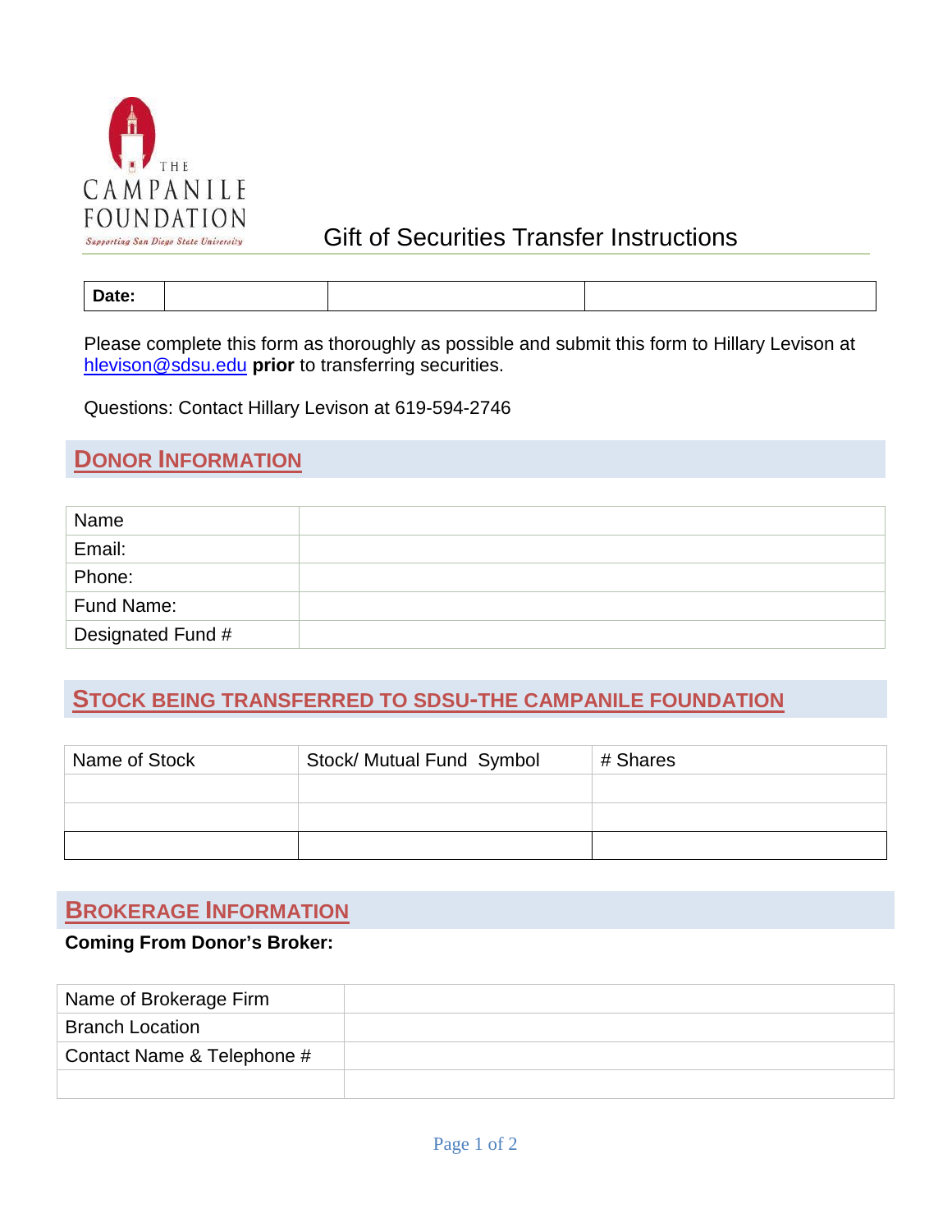THE CAMPANILE FOUNDATION

Supporting San Diego State University

# Gift of Securities Transfer Instructions

| Date: | | | |
|---|---|---|---|

Please complete this form as thoroughly as possible and submit this form to Hillary Levison at hlevison@sdsu.edu **prior** to transferring securities.

Questions: Contact Hillary Levison at 619-594-2746

## DONOR INFORMATION

| | |
|---|---|
| Name | |
| Email: | |
| Phone: | |
| Fund Name: | |
| Designated Fund # | |

## STOCK BEING TRANSFERRED TO SDSU-THE CAMPANILE FOUNDATION

| Name of Stock | Stock/ Mutual Fund Symbol | # Shares |
|---|---|---|
| | | |
| | | |
| | | |

## BROKERAGE INFORMATION

**Coming From Donor's Broker:**

| | |
|---|---|
| Name of Brokerage Firm | |
| Branch Location | |
| Contact Name & Telephone # | |
| | |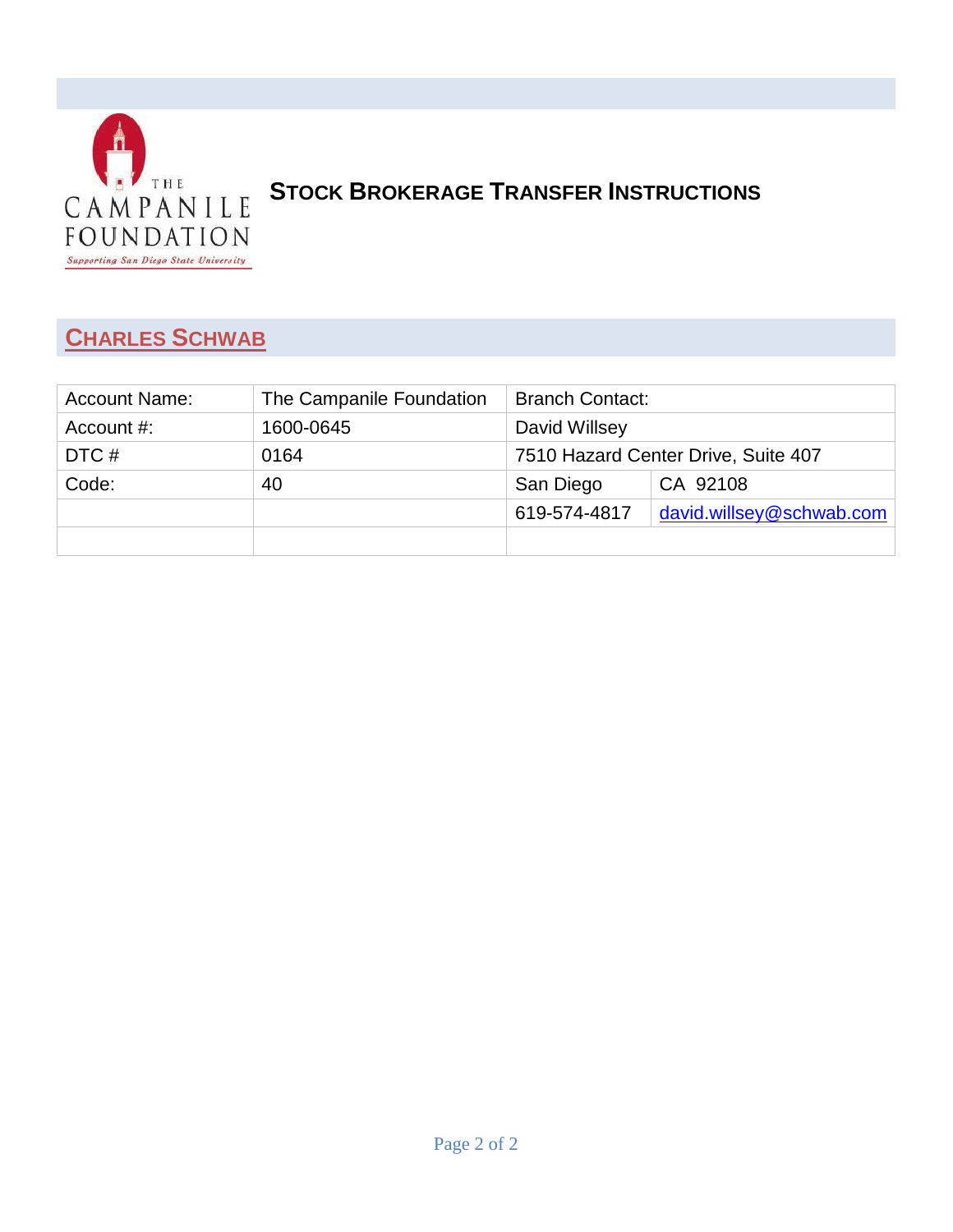# STOCK BROKERAGE TRANSFER INSTRUCTIONS

## CHARLES SCHWAB

| | | | |
|---|---|---|---|
| Account Name: | The Campanile Foundation | Branch Contact: | |
| Account #: | 1600-0645 | David Willsey | |
| DTC # | 0164 | 7510 Hazard Center Drive, Suite 407 | |
| Code: | 40 | San Diego | CA 92108 |
| | | 619-574-4817 | david.willsey@schwab.com |
| | | | |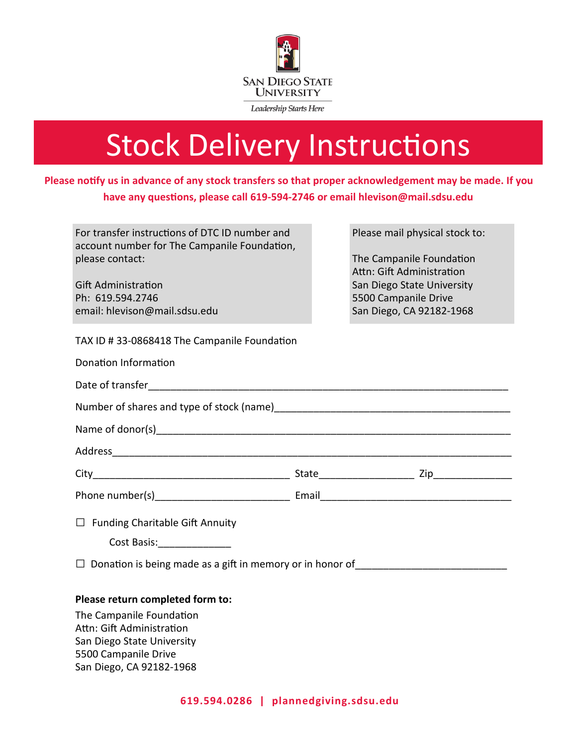SAN DIEGO STATE UNIVERSITY

*Leadership Starts Here*

# Stock Delivery Instructions

**Please notify us in advance of any stock transfers so that proper acknowledgement may be made. If you have any questions, please call 619-594-2746 or email hlevison@mail.sdsu.edu**

For transfer instructions of DTC ID number and account number for The Campanile Foundation, please contact:

Gift Administration
Ph: 619.594.2746
email: hlevison@mail.sdsu.edu

Please mail physical stock to:

The Campanile Foundation
Attn: Gift Administration
San Diego State University
5500 Campanile Drive
San Diego, CA 92182-1968

TAX ID # 33-0868418 The Campanile Foundation

Donation Information

Date of transfer_______________________________________________________________

Number of shares and type of stock (name)__________________________________________

Name of donor(s)_______________________________________________________________

Address_____________________________________________________________________

City_________________________________ State________________ Zip_____________

Phone number(s)______________________ Email_________________________________

☐ Funding Charitable Gift Annuity

Cost Basis:_____________

☐ Donation is being made as a gift in memory or in honor of__________________________

**Please return completed form to:**

The Campanile Foundation
Attn: Gift Administration
San Diego State University
5500 Campanile Drive
San Diego, CA 92182-1968

619.594.0286 | plannedgiving.sdsu.edu